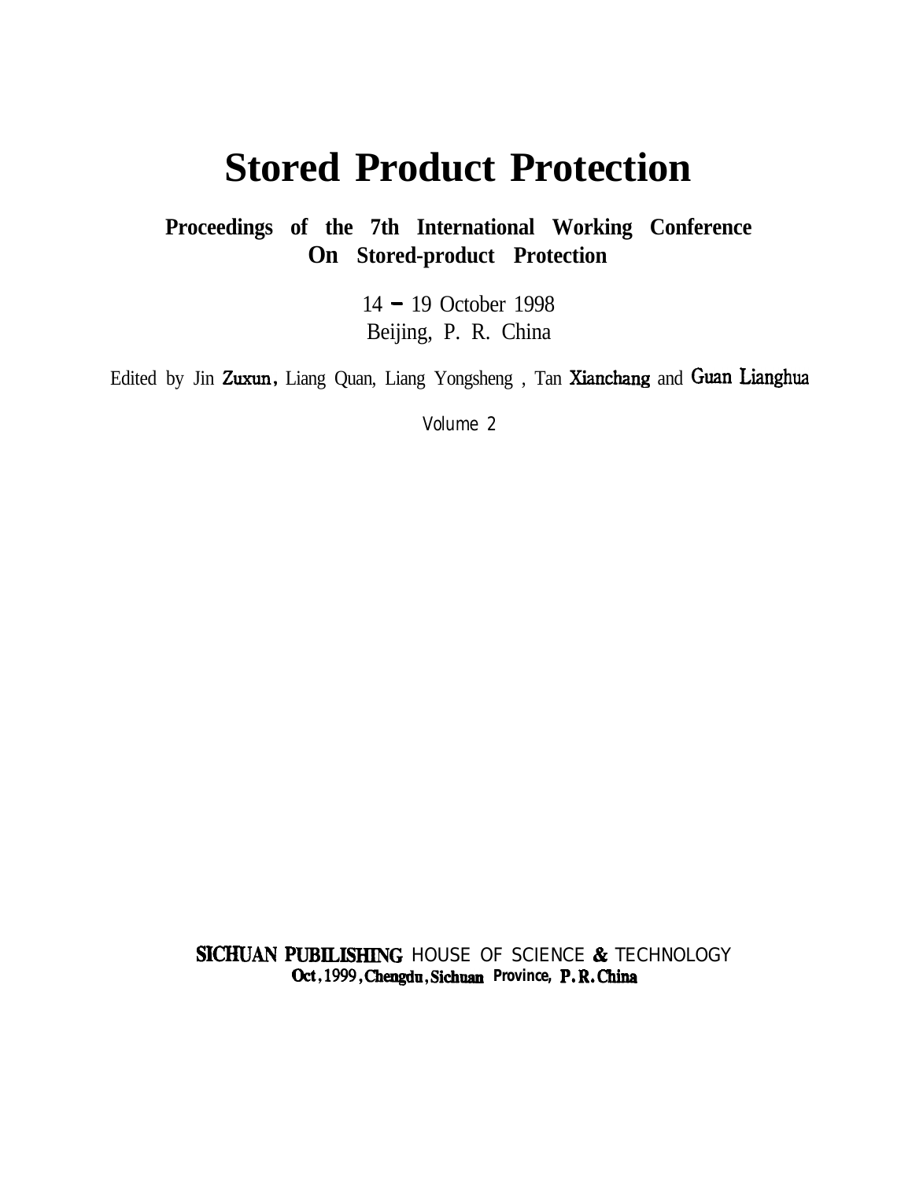# Stored Product Protection

**Proceedings of the 7th International Working Conference On Stored-product Protection**

14 – 19 October 1998
Beijing, P. R. China

Edited by Jin Zuxun, Liang Quan, Liang Yongsheng , Tan Xianchang and Guan Lianghua

Volume 2

**SICHUAN PUBILISHING** HOUSE OF SCIENCE **&** TECHNOLOGY
**Oct, 1999, Chengdu, Sichuan Province, P. R. China**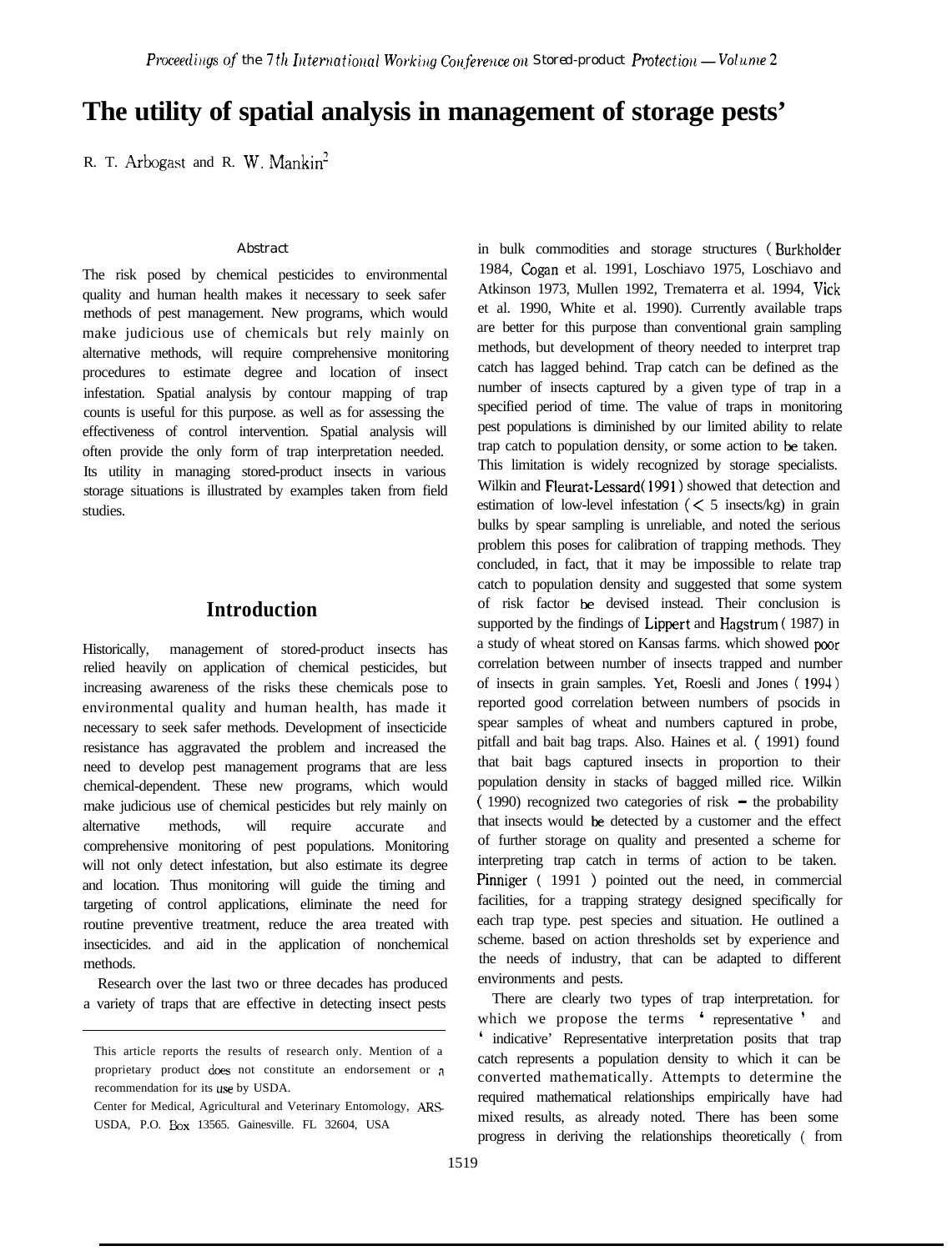# The utility of spatial analysis in management of storage pests[1]

R. T. Arbogast and R. W. Mankin[2]

## Abstract

The risk posed by chemical pesticides to environmental quality and human health makes it necessary to seek safer methods of pest management. New programs, which would make judicious use of chemicals but rely mainly on alternative methods, will require comprehensive monitoring procedures to estimate degree and location of insect infestation. Spatial analysis by contour mapping of trap counts is useful for this purpose. as well as for assessing the effectiveness of control intervention. Spatial analysis will often provide the only form of trap interpretation needed. Its utility in managing stored-product insects in various storage situations is illustrated by examples taken from field studies.

## Introduction

Historically, management of stored-product insects has relied heavily on application of chemical pesticides, but increasing awareness of the risks these chemicals pose to environmental quality and human health, has made it necessary to seek safer methods. Development of insecticide resistance has aggravated the problem and increased the need to develop pest management programs that are less chemical-dependent. These new programs, which would make judicious use of chemical pesticides but rely mainly on alternative methods, will require accurate and comprehensive monitoring of pest populations. Monitoring will not only detect infestation, but also estimate its degree and location. Thus monitoring will guide the timing and targeting of control applications, eliminate the need for routine preventive treatment, reduce the area treated with insecticides. and aid in the application of nonchemical methods.

Research over the last two or three decades has produced a variety of traps that are effective in detecting insect pests in bulk commodities and storage structures (Burkholder 1984, Cogan et al. 1991, Loschiavo 1975, Loschiavo and Atkinson 1973, Mullen 1992, Trematerra et al. 1994, Vick et al. 1990, White et al. 1990). Currently available traps are better for this purpose than conventional grain sampling methods, but development of theory needed to interpret trap catch has lagged behind. Trap catch can be defined as the number of insects captured by a given type of trap in a specified period of time. The value of traps in monitoring pest populations is diminished by our limited ability to relate trap catch to population density, or some action to be taken. This limitation is widely recognized by storage specialists. Wilkin and Fleurat-Lessard (1991) showed that detection and estimation of low-level infestation (< 5 insects/kg) in grain bulks by spear sampling is unreliable, and noted the serious problem this poses for calibration of trapping methods. They concluded, in fact, that it may be impossible to relate trap catch to population density and suggested that some system of risk factor be devised instead. Their conclusion is supported by the findings of Lippert and Hagstrum (1987) in a study of wheat stored on Kansas farms. which showed poor correlation between number of insects trapped and number of insects in grain samples. Yet, Roesli and Jones (1994) reported good correlation between numbers of psocids in spear samples of wheat and numbers captured in probe, pitfall and bait bag traps. Also. Haines et al. (1991) found that bait bags captured insects in proportion to their population density in stacks of bagged milled rice. Wilkin (1990) recognized two categories of risk – the probability that insects would be detected by a customer and the effect of further storage on quality and presented a scheme for interpreting trap catch in terms of action to be taken. Pinniger (1991) pointed out the need, in commercial facilities, for a trapping strategy designed specifically for each trap type. pest species and situation. He outlined a scheme. based on action thresholds set by experience and the needs of industry, that can be adapted to different environments and pests.

There are clearly two types of trap interpretation. for which we propose the terms 'representative' and 'indicative' Representative interpretation posits that trap catch represents a population density to which it can be converted mathematically. Attempts to determine the required mathematical relationships empirically have had mixed results, as already noted. There has been some progress in deriving the relationships theoretically (from

---

[1] This article reports the results of research only. Mention of a proprietary product does not constitute an endorsement or a recommendation for its use by USDA.

[2] Center for Medical, Agricultural and Veterinary Entomology, ARS-USDA, P.O. Box 13565. Gainesville. FL 32604, USA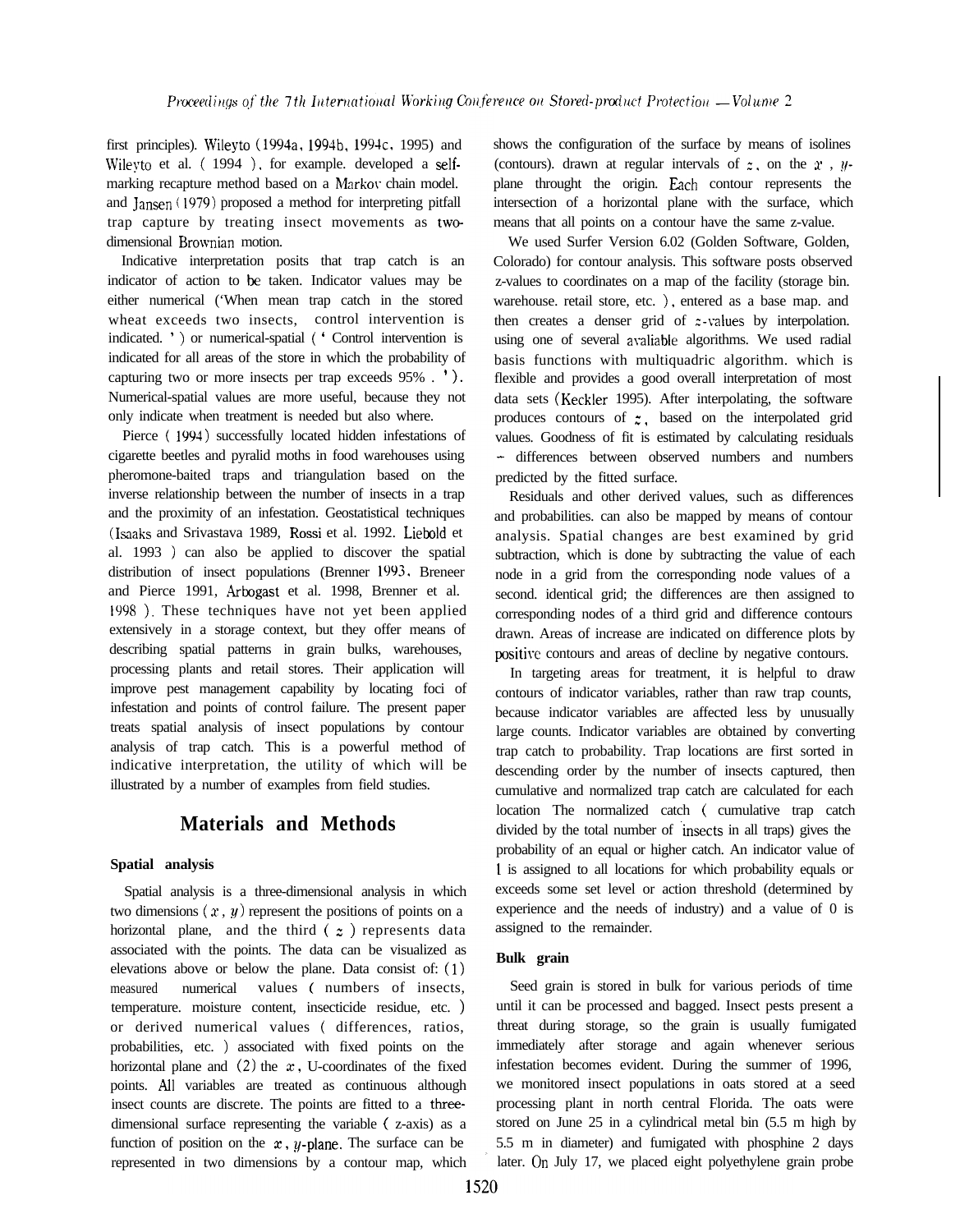first principles). Wileyto (1994a, 1994b, 1994c, 1995) and Wileyto et al. ( 1994 ), for example. developed a self-marking recapture method based on a Markov chain model. and Jansen (1979) proposed a method for interpreting pitfall trap capture by treating insect movements as two-dimensional Brownian motion.

Indicative interpretation posits that trap catch is an indicator of action to be taken. Indicator values may be either numerical ('When mean trap catch in the stored wheat exceeds two insects, control intervention is indicated. ') or numerical-spatial (' Control intervention is indicated for all areas of the store in which the probability of capturing two or more insects per trap exceeds 95% . '). Numerical-spatial values are more useful, because they not only indicate when treatment is needed but also where.

Pierce ( 1994) successfully located hidden infestations of cigarette beetles and pyralid moths in food warehouses using pheromone-baited traps and triangulation based on the inverse relationship between the number of insects in a trap and the proximity of an infestation. Geostatistical techniques (Isaaks and Srivastava 1989, Rossi et al. 1992. Liebold et al. 1993 ) can also be applied to discover the spatial distribution of insect populations (Brenner 1993, Breneer and Pierce 1991, Arbogast et al. 1998, Brenner et al. 1998 ). These techniques have not yet been applied extensively in a storage context, but they offer means of describing spatial patterns in grain bulks, warehouses, processing plants and retail stores. Their application will improve pest management capability by locating foci of infestation and points of control failure. The present paper treats spatial analysis of insect populations by contour analysis of trap catch. This is a powerful method of indicative interpretation, the utility of which will be illustrated by a number of examples from field studies.

## Materials and Methods

### Spatial analysis

Spatial analysis is a three-dimensional analysis in which two dimensions ( $x$ , $y$ ) represent the positions of points on a horizontal plane, and the third ( $z$ ) represents data associated with the points. The data can be visualized as elevations above or below the plane. Data consist of: (1) measured numerical values ( numbers of insects, temperature. moisture content, insecticide residue, etc. ) or derived numerical values ( differences, ratios, probabilities, etc. ) associated with fixed points on the horizontal plane and (2) the $x$, U-coordinates of the fixed points. All variables are treated as continuous although insect counts are discrete. The points are fitted to a three-dimensional surface representing the variable ( z-axis) as a function of position on the $x$, $y$-plane. The surface can be represented in two dimensions by a contour map, which shows the configuration of the surface by means of isolines (contours). drawn at regular intervals of $z$, on the $x$ , $y$-plane throught the origin. Each contour represents the intersection of a horizontal plane with the surface, which means that all points on a contour have the same z-value.

We used Surfer Version 6.02 (Golden Software, Golden, Colorado) for contour analysis. This software posts observed z-values to coordinates on a map of the facility (storage bin. warehouse. retail store, etc. ), entered as a base map. and then creates a denser grid of $z$-values by interpolation. using one of several avaliable algorithms. We used radial basis functions with multiquadric algorithm. which is flexible and provides a good overall interpretation of most data sets (Keckler 1995). After interpolating, the software produces contours of $z$, based on the interpolated grid values. Goodness of fit is estimated by calculating residuals -- differences between observed numbers and numbers predicted by the fitted surface.

Residuals and other derived values, such as differences and probabilities. can also be mapped by means of contour analysis. Spatial changes are best examined by grid subtraction, which is done by subtracting the value of each node in a grid from the corresponding node values of a second. identical grid; the differences are then assigned to corresponding nodes of a third grid and difference contours drawn. Areas of increase are indicated on difference plots by positive contours and areas of decline by negative contours.

In targeting areas for treatment, it is helpful to draw contours of indicator variables, rather than raw trap counts, because indicator variables are affected less by unusually large counts. Indicator variables are obtained by converting trap catch to probability. Trap locations are first sorted in descending order by the number of insects captured, then cumulative and normalized trap catch are calculated for each location The normalized catch ( cumulative trap catch divided by the total number of insects in all traps) gives the probability of an equal or higher catch. An indicator value of 1 is assigned to all locations for which probability equals or exceeds some set level or action threshold (determined by experience and the needs of industry) and a value of 0 is assigned to the remainder.

### Bulk grain

Seed grain is stored in bulk for various periods of time until it can be processed and bagged. Insect pests present a threat during storage, so the grain is usually fumigated immediately after storage and again whenever serious infestation becomes evident. During the summer of 1996, we monitored insect populations in oats stored at a seed processing plant in north central Florida. The oats were stored on June 25 in a cylindrical metal bin (5.5 m high by 5.5 m in diameter) and fumigated with phosphine 2 days later. On July 17, we placed eight polyethylene grain probe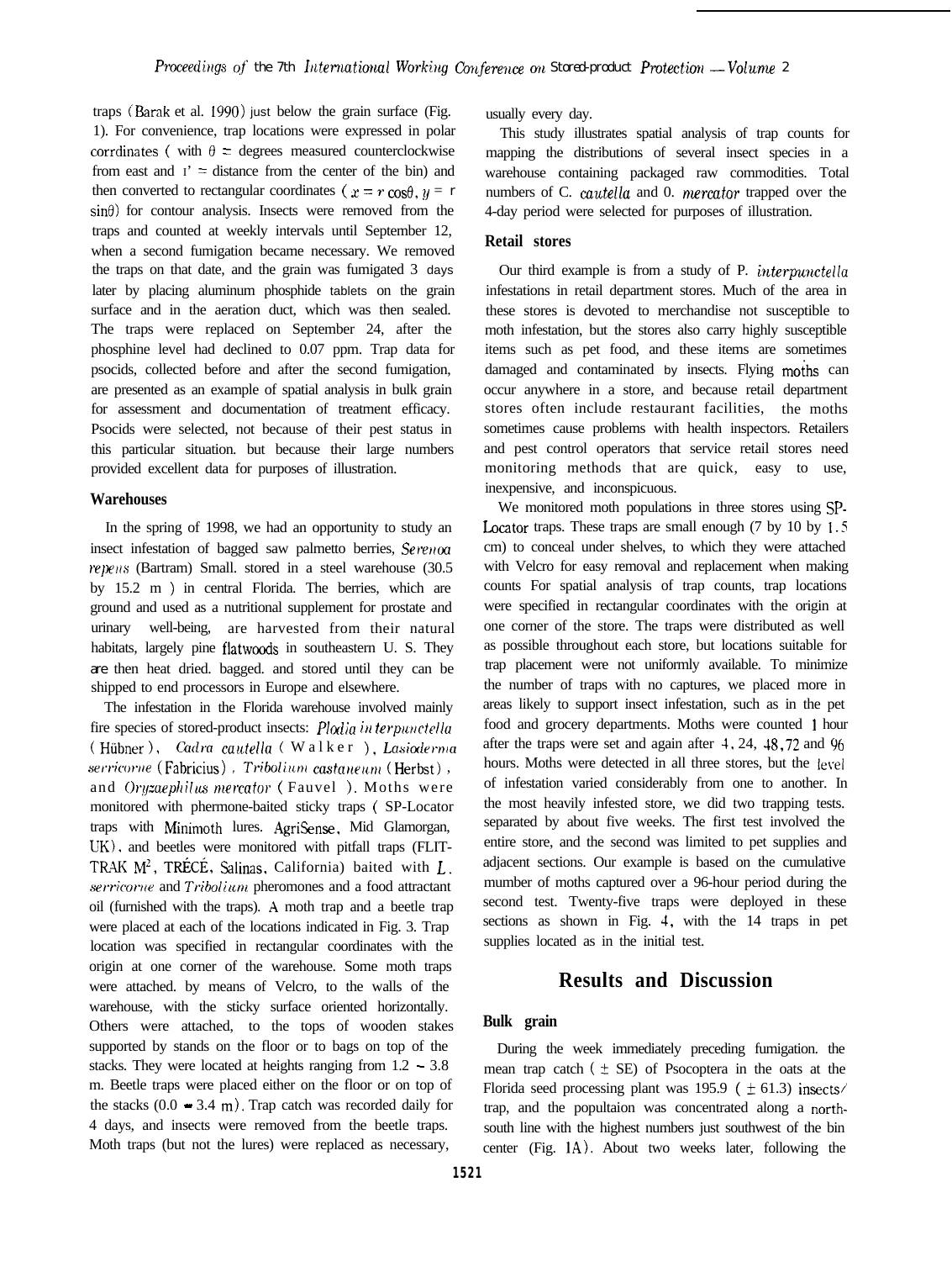traps (Barak et al. 1990) just below the grain surface (Fig. 1). For convenience, trap locations were expressed in polar corrdinates ( with $\theta$ = degrees measured counterclockwise from east and r = distance from the center of the bin) and then converted to rectangular coordinates ( $x = r \cos\theta$, $y = r \sin\theta$) for contour analysis. Insects were removed from the traps and counted at weekly intervals until September 12, when a second fumigation became necessary. We removed the traps on that date, and the grain was fumigated 3 days later by placing aluminum phosphide tablets on the grain surface and in the aeration duct, which was then sealed. The traps were replaced on September 24, after the phosphine level had declined to 0.07 ppm. Trap data for psocids, collected before and after the second fumigation, are presented as an example of spatial analysis in bulk grain for assessment and documentation of treatment efficacy. Psocids were selected, not because of their pest status in this particular situation. but because their large numbers provided excellent data for purposes of illustration.

### Warehouses

In the spring of 1998, we had an opportunity to study an insect infestation of bagged saw palmetto berries, *Serenoa repens* (Bartram) Small. stored in a steel warehouse (30.5 by 15.2 m ) in central Florida. The berries, which are ground and used as a nutritional supplement for prostate and urinary well-being, are harvested from their natural habitats, largely pine flatwoods in southeastern U. S. They are then heat dried. bagged. and stored until they can be shipped to end processors in Europe and elsewhere.

The infestation in the Florida warehouse involved mainly fire species of stored-product insects: *Plodia interpunctella* (Hübner), *Cadra cautella* (Walker), *Lasioderma serricorne* (Fabricius), *Tribolium castaneum* (Herbst), and *Oryzaephilus mercator* (Fauvel). Moths were monitored with phermone-baited sticky traps ( SP-Locator traps with Minimoth lures. AgriSense, Mid Glamorgan, UK), and beetles were monitored with pitfall traps (FLIT-TRAK M[2], TRÉCÉ, Salinas, California) baited with *L. serricorne* and *Tribolium* pheromones and a food attractant oil (furnished with the traps). A moth trap and a beetle trap were placed at each of the locations indicated in Fig. 3. Trap location was specified in rectangular coordinates with the origin at one corner of the warehouse. Some moth traps were attached. by means of Velcro, to the walls of the warehouse, with the sticky surface oriented horizontally. Others were attached, to the tops of wooden stakes supported by stands on the floor or to bags on top of the stacks. They were located at heights ranging from 1.2 - 3.8 m. Beetle traps were placed either on the floor or on top of the stacks (0.0 - 3.4 m). Trap catch was recorded daily for 4 days, and insects were removed from the beetle traps. Moth traps (but not the lures) were replaced as necessary, usually every day.

This study illustrates spatial analysis of trap counts for mapping the distributions of several insect species in a warehouse containing packaged raw commodities. Total numbers of *C. cautella* and *O. mercator* trapped over the 4-day period were selected for purposes of illustration.

### Retail stores

Our third example is from a study of *P. interpunctella* infestations in retail department stores. Much of the area in these stores is devoted to merchandise not susceptible to moth infestation, but the stores also carry highly susceptible items such as pet food, and these items are sometimes damaged and contaminated by insects. Flying moths can occur anywhere in a store, and because retail department stores often include restaurant facilities, the moths sometimes cause problems with health inspectors. Retailers and pest control operators that service retail stores need monitoring methods that are quick, easy to use, inexpensive, and inconspicuous.

We monitored moth populations in three stores using SP-Locator traps. These traps are small enough (7 by 10 by 1.5 cm) to conceal under shelves, to which they were attached with Velcro for easy removal and replacement when making counts For spatial analysis of trap counts, trap locations were specified in rectangular coordinates with the origin at one corner of the store. The traps were distributed as well as possible throughout each store, but locations suitable for trap placement were not uniformly available. To minimize the number of traps with no captures, we placed more in areas likely to support insect infestation, such as in the pet food and grocery departments. Moths were counted 1 hour after the traps were set and again after 4, 24, 48, 72 and 96 hours. Moths were detected in all three stores, but the level of infestation varied considerably from one to another. In the most heavily infested store, we did two trapping tests. separated by about five weeks. The first test involved the entire store, and the second was limited to pet supplies and adjacent sections. Our example is based on the cumulative mumber of moths captured over a 96-hour period during the second test. Twenty-five traps were deployed in these sections as shown in Fig. 4, with the 14 traps in pet supplies located as in the initial test.

## Results and Discussion

### Bulk grain

During the week immediately preceding fumigation. the mean trap catch ( $\pm$ SE) of Psocoptera in the oats at the Florida seed processing plant was 195.9 ( $\pm$ 61.3) insects/trap, and the popultaion was concentrated along a north-south line with the highest numbers just southwest of the bin center (Fig. 1A). About two weeks later, following the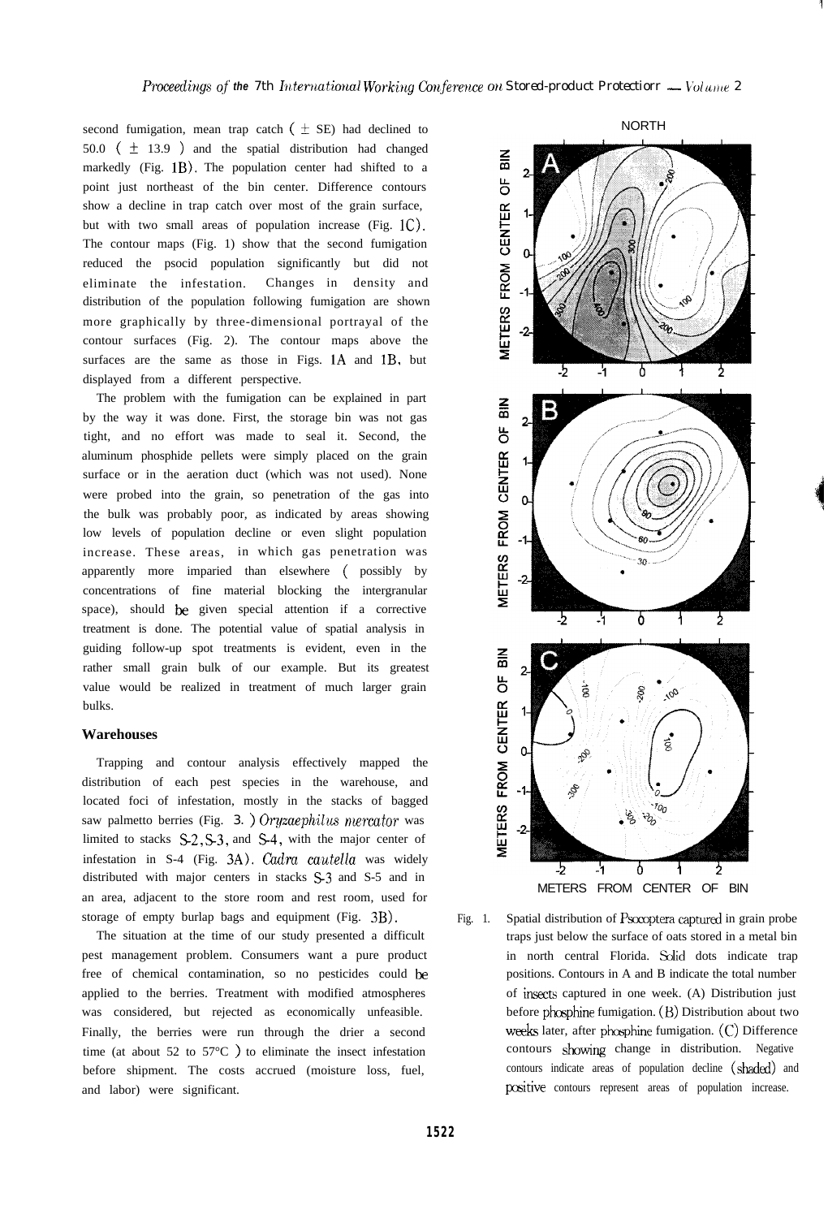second fumigation, mean trap catch ( ± SE) had declined to 50.0 ( ± 13.9 ) and the spatial distribution had changed markedly (Fig. 1B). The population center had shifted to a point just northeast of the bin center. Difference contours show a decline in trap catch over most of the grain surface, but with two small areas of population increase (Fig. 1C). The contour maps (Fig. 1) show that the second fumigation reduced the psocid population significantly but did not eliminate the infestation. Changes in density and distribution of the population following fumigation are shown more graphically by three-dimensional portrayal of the contour surfaces (Fig. 2). The contour maps above the surfaces are the same as those in Figs. 1A and 1B, but displayed from a different perspective.

The problem with the fumigation can be explained in part by the way it was done. First, the storage bin was not gas tight, and no effort was made to seal it. Second, the aluminum phosphide pellets were simply placed on the grain surface or in the aeration duct (which was not used). None were probed into the grain, so penetration of the gas into the bulk was probably poor, as indicated by areas showing low levels of population decline or even slight population increase. These areas, in which gas penetration was apparently more impaired than elsewhere ( possibly by concentrations of fine material blocking the intergranular space), should be given special attention if a corrective treatment is done. The potential value of spatial analysis in guiding follow-up spot treatments is evident, even in the rather small grain bulk of our example. But its greatest value would be realized in treatment of much larger grain bulks.

### Warehouses

Trapping and contour analysis effectively mapped the distribution of each pest species in the warehouse, and located foci of infestation, mostly in the stacks of bagged saw palmetto berries (Fig. 3. ) *Oryzaephilus mercator* was limited to stacks S-2, S-3, and S-4, with the major center of infestation in S-4 (Fig. 3A). *Cadra cautella* was widely distributed with major centers in stacks S-3 and S-5 and in an area, adjacent to the store room and rest room, used for storage of empty burlap bags and equipment (Fig. 3B).

The situation at the time of our study presented a difficult pest management problem. Consumers want a pure product free of chemical contamination, so no pesticides could be applied to the berries. Treatment with modified atmospheres was considered, but rejected as economically unfeasible. Finally, the berries were run through the drier a second time (at about 52 to 57°C ) to eliminate the insect infestation before shipment. The costs accrued (moisture loss, fuel, and labor) were significant.

Fig. 1. Spatial distribution of Psocoptera captured in grain probe traps just below the surface of oats stored in a metal bin in north central Florida. Solid dots indicate trap positions. Contours in A and B indicate the total number of insects captured in one week. (A) Distribution just before phosphine fumigation. (B) Distribution about two weeks later, after phosphine fumigation. (C) Difference contours showing change in distribution. Negative contours indicate areas of population decline (shaded) and positive contours represent areas of population increase.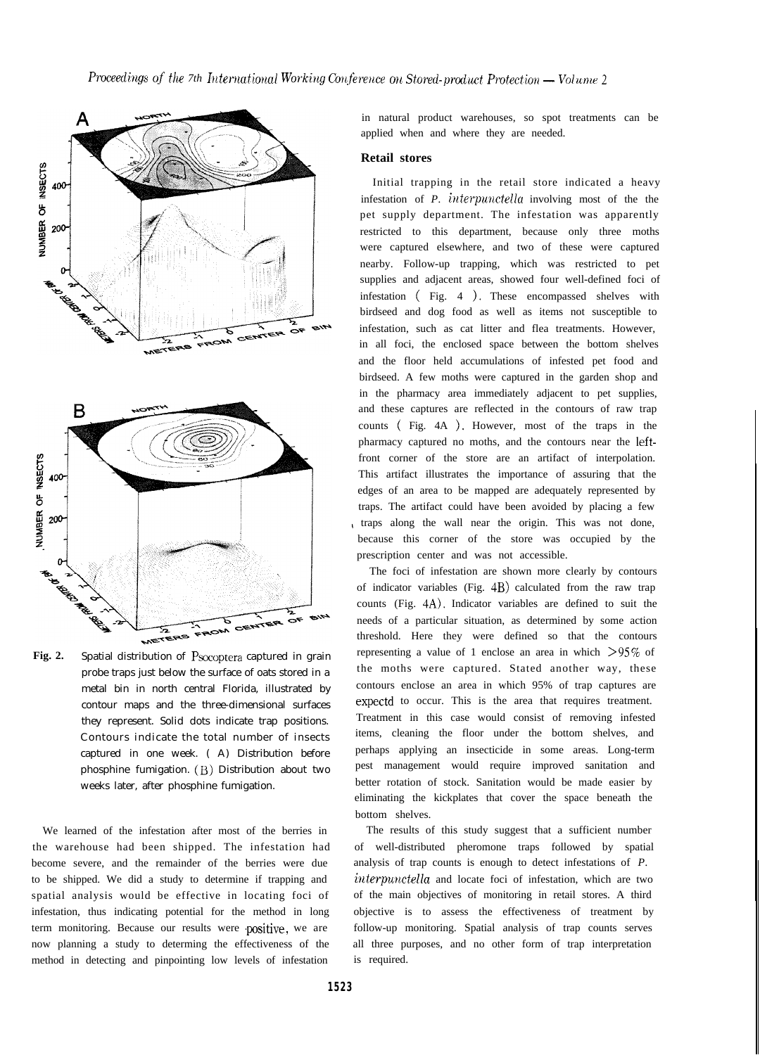Fig. 2. Spatial distribution of Psocoptera captured in grain probe traps just below the surface of oats stored in a metal bin in north central Florida, illustrated by contour maps and the three-dimensional surfaces they represent. Solid dots indicate trap positions. Contours indicate the total number of insects captured in one week. ( A) Distribution before phosphine fumigation. (B) Distribution about two weeks later, after phosphine fumigation.

We learned of the infestation after most of the berries in the warehouse had been shipped. The infestation had become severe, and the remainder of the berries were due to be shipped. We did a study to determine if trapping and spatial analysis would be effective in locating foci of infestation, thus indicating potential for the method in long term monitoring. Because our results were positive, we are now planning a study to determing the effectiveness of the method in detecting and pinpointing low levels of infestation in natural product warehouses, so spot treatments can be applied when and where they are needed.

### Retail stores

Initial trapping in the retail store indicated a heavy infestation of *P. interpunctella* involving most of the the pet supply department. The infestation was apparently restricted to this department, because only three moths were captured elsewhere, and two of these were captured nearby. Follow-up trapping, which was restricted to pet supplies and adjacent areas, showed four well-defined foci of infestation ( Fig. 4 ). These encompassed shelves with birdseed and dog food as well as items not susceptible to infestation, such as cat litter and flea treatments. However, in all foci, the enclosed space between the bottom shelves and the floor held accumulations of infested pet food and birdseed. A few moths were captured in the garden shop and in the pharmacy area immediately adjacent to pet supplies, and these captures are reflected in the contours of raw trap counts ( Fig. 4A ). However, most of the traps in the pharmacy captured no moths, and the contours near the left-front corner of the store are an artifact of interpolation. This artifact illustrates the importance of assuring that the edges of an area to be mapped are adequately represented by traps. The artifact could have been avoided by placing a few traps along the wall near the origin. This was not done, because this corner of the store was occupied by the prescription center and was not accessible.

The foci of infestation are shown more clearly by contours of indicator variables (Fig. 4B) calculated from the raw trap counts (Fig. 4A). Indicator variables are defined to suit the needs of a particular situation, as determined by some action threshold. Here they were defined so that the contours representing a value of 1 enclose an area in which $>95\%$ of the moths were captured. Stated another way, these contours enclose an area in which 95% of trap captures are expectd to occur. This is the area that requires treatment. Treatment in this case would consist of removing infested items, cleaning the floor under the bottom shelves, and perhaps applying an insecticide in some areas. Long-term pest management would require improved sanitation and better rotation of stock. Sanitation would be made easier by eliminating the kickplates that cover the space beneath the bottom shelves.

The results of this study suggest that a sufficient number of well-distributed pheromone traps followed by spatial analysis of trap counts is enough to detect infestations of *P. interpunctella* and locate foci of infestation, which are two of the main objectives of monitoring in retail stores. A third objective is to assess the effectiveness of treatment by follow-up monitoring. Spatial analysis of trap counts serves all three purposes, and no other form of trap interpretation is required.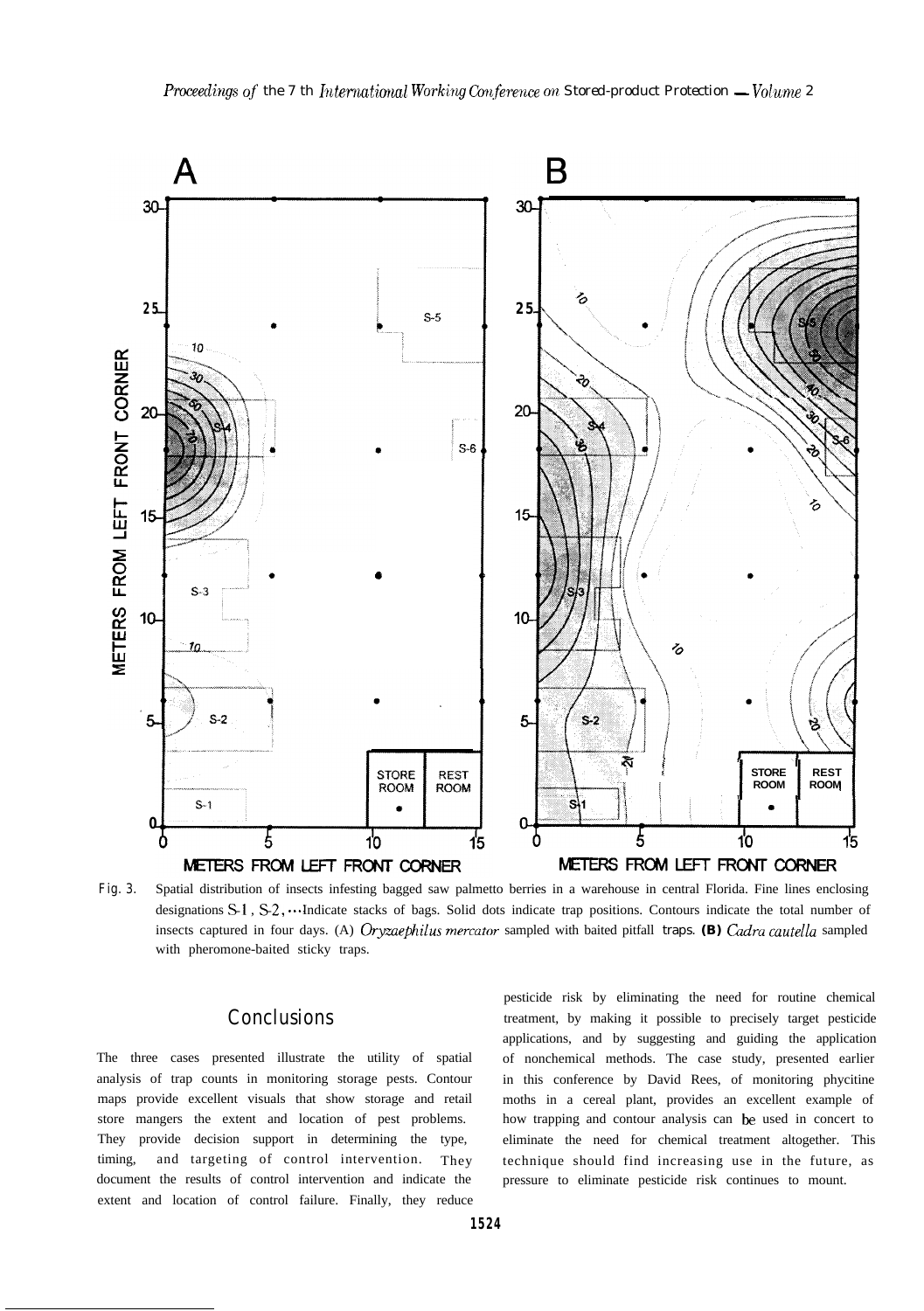Fig. 3. Spatial distribution of insects infesting bagged saw palmetto berries in a warehouse in central Florida. Fine lines enclosing designations S-1, S-2, ... Indicate stacks of bags. Solid dots indicate trap positions. Contours indicate the total number of insects captured in four days. (A) *Oryzaephilus mercator* sampled with baited pitfall traps. **(B)** *Cadra cautella* sampled with pheromone-baited sticky traps.

## Conclusions

The three cases presented illustrate the utility of spatial analysis of trap counts in monitoring storage pests. Contour maps provide excellent visuals that show storage and retail store mangers the extent and location of pest problems. They provide decision support in determining the type, timing, and targeting of control intervention. They document the results of control intervention and indicate the extent and location of control failure. Finally, they reduce pesticide risk by eliminating the need for routine chemical treatment, by making it possible to precisely target pesticide applications, and by suggesting and guiding the application of nonchemical methods. The case study, presented earlier in this conference by David Rees, of monitoring phycitine moths in a cereal plant, provides an excellent example of how trapping and contour analysis can be used in concert to eliminate the need for chemical treatment altogether. This technique should find increasing use in the future, as pressure to eliminate pesticide risk continues to mount.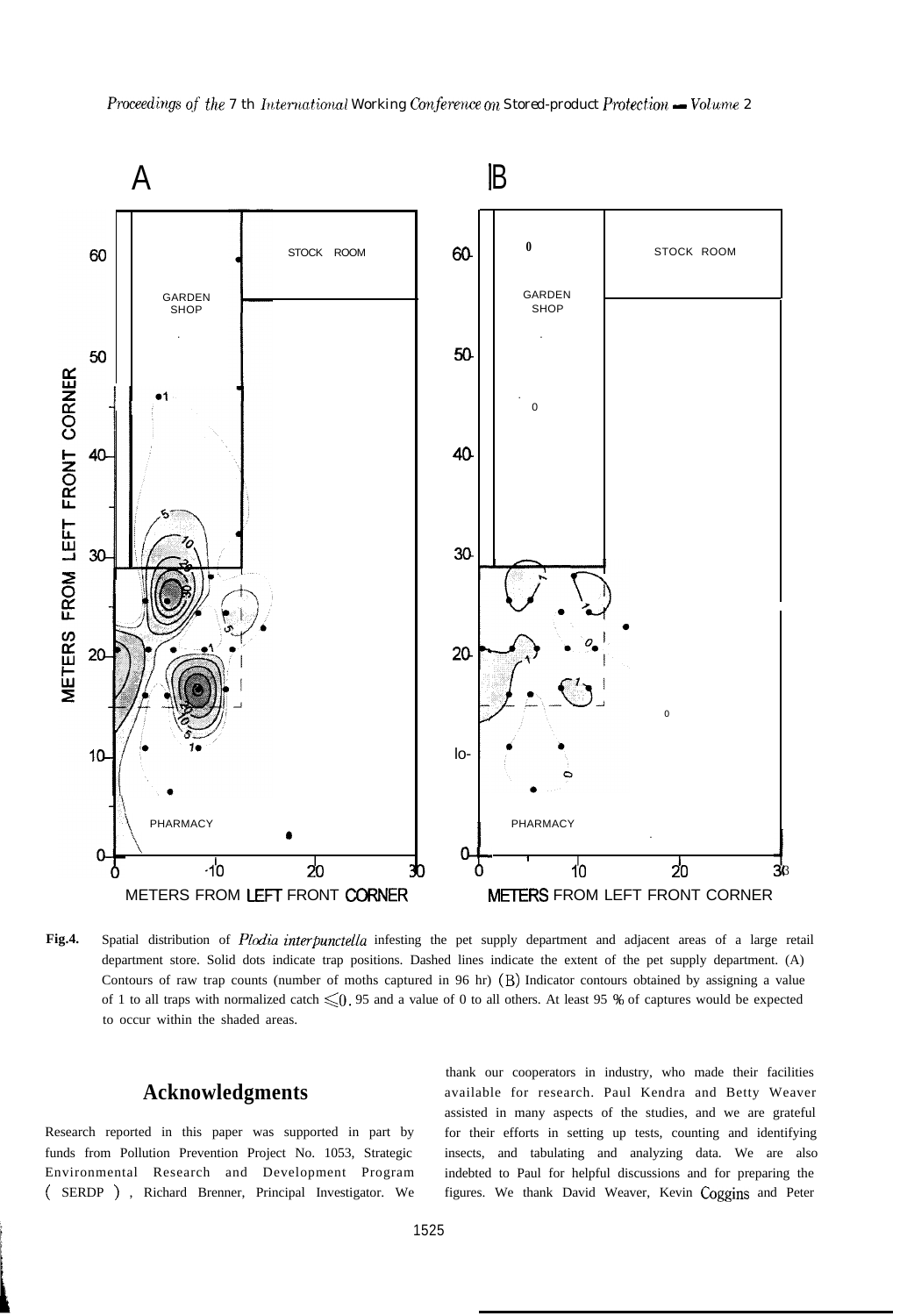**Fig.4.** Spatial distribution of *Plodia interpunctella* infesting the pet supply department and adjacent areas of a large retail department store. Solid dots indicate trap positions. Dashed lines indicate the extent of the pet supply department. (A) Contours of raw trap counts (number of moths captured in 96 hr) (B) Indicator contours obtained by assigning a value of 1 to all traps with normalized catch $\leqslant 0.95$ and a value of 0 to all others. At least 95 % of captures would be expected to occur within the shaded areas.

## Acknowledgments

Research reported in this paper was supported in part by funds from Pollution Prevention Project No. 1053, Strategic Environmental Research and Development Program (SERDP), Richard Brenner, Principal Investigator. We thank our cooperators in industry, who made their facilities available for research. Paul Kendra and Betty Weaver assisted in many aspects of the studies, and we are grateful for their efforts in setting up tests, counting and identifying insects, and tabulating and analyzing data. We are also indebted to Paul for helpful discussions and for preparing the figures. We thank David Weaver, Kevin Coggins and Peter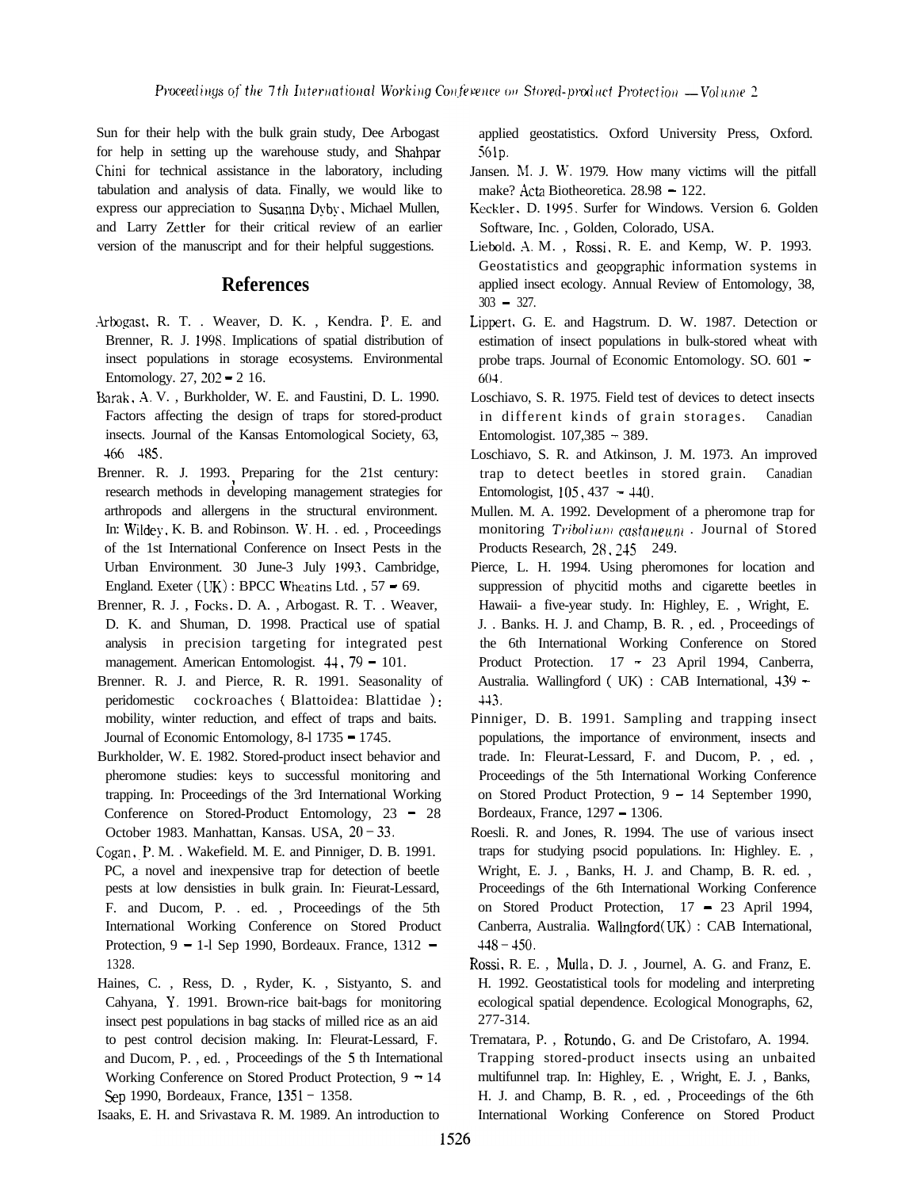Sun for their help with the bulk grain study, Dee Arbogast for help in setting up the warehouse study, and Shahpar Chini for technical assistance in the laboratory, including tabulation and analysis of data. Finally, we would like to express our appreciation to Susanna Dyby, Michael Mullen, and Larry Zettler for their critical review of an earlier version of the manuscript and for their helpful suggestions.

## References

Arbogast, R. T. . Weaver, D. K. , Kendra. P. E. and Brenner, R. J. 1998. Implications of spatial distribution of insect populations in storage ecosystems. Environmental Entomology. 27, 202 - 2 16.

Barak, A. V. , Burkholder, W. E. and Faustini, D. L. 1990. Factors affecting the design of traps for stored-product insects. Journal of the Kansas Entomological Society, 63, 466 485.

Brenner. R. J. 1993. Preparing for the 21st century: research methods in developing management strategies for arthropods and allergens in the structural environment. In: Wildey, K. B. and Robinson. W. H. . ed. , Proceedings of the 1st International Conference on Insect Pests in the Urban Environment. 30 June-3 July 1993, Cambridge, England. Exeter (UK) : BPCC Wheatins Ltd. , 57 - 69.

Brenner, R. J. , Focks. D. A. , Arbogast. R. T. . Weaver, D. K. and Shuman, D. 1998. Practical use of spatial analysis in precision targeting for integrated pest management. American Entomologist. 44, 79 - 101.

Brenner. R. J. and Pierce, R. R. 1991. Seasonality of peridomestic cockroaches ( Blattoidea: Blattidae ): mobility, winter reduction, and effect of traps and baits. Journal of Economic Entomology, 8-l 1735 - 1745.

Burkholder, W. E. 1982. Stored-product insect behavior and pheromone studies: keys to successful monitoring and trapping. In: Proceedings of the 3rd International Working Conference on Stored-Product Entomology, 23 - 28 October 1983. Manhattan, Kansas. USA, 20 - 33.

Cogan, P. M. . Wakefield. M. E. and Pinniger, D. B. 1991. PC, a novel and inexpensive trap for detection of beetle pests at low densisties in bulk grain. In: Fieurat-Lessard, F. and Ducom, P. . ed. , Proceedings of the 5th International Working Conference on Stored Product Protection, 9 - 1-l Sep 1990, Bordeaux. France, 1312 - 1328.

Haines, C. , Ress, D. , Ryder, K. , Sistyanto, S. and Cahyana, Y. 1991. Brown-rice bait-bags for monitoring insect pest populations in bag stacks of milled rice as an aid to pest control decision making. In: Fleurat-Lessard, F. and Ducom, P. , ed. , Proceedings of the 5 th International Working Conference on Stored Product Protection, 9 - 14 Sep 1990, Bordeaux, France, 1351 - 1358.

Isaaks, E. H. and Srivastava R. M. 1989. An introduction to applied geostatistics. Oxford University Press, Oxford. 561p.

Jansen. M. J. W. 1979. How many victims will the pitfall make? Acta Biotheoretica. 28.98 - 122.

Keckler, D. 1995. Surfer for Windows. Version 6. Golden Software, Inc. , Golden, Colorado, USA.

Liebold. A. M. , Rossi, R. E. and Kemp, W. P. 1993. Geostatistics and geopgraphic information systems in applied insect ecology. Annual Review of Entomology, 38, 303 - 327.

Lippert, G. E. and Hagstrum. D. W. 1987. Detection or estimation of insect populations in bulk-stored wheat with probe traps. Journal of Economic Entomology. SO. 601 - 604.

Loschiavo, S. R. 1975. Field test of devices to detect insects in different kinds of grain storages. Canadian Entomologist. 107,385 - 389.

Loschiavo, S. R. and Atkinson, J. M. 1973. An improved trap to detect beetles in stored grain. Canadian Entomologist, 105, 437 - 440.

Mullen. M. A. 1992. Development of a pheromone trap for monitoring *Tribolium castaneum* . Journal of Stored Products Research, 28, 245 249.

Pierce, L. H. 1994. Using pheromones for location and suppression of phycitid moths and cigarette beetles in Hawaii- a five-year study. In: Highley, E. , Wright, E. J. . Banks. H. J. and Champ, B. R. , ed. , Proceedings of the 6th International Working Conference on Stored Product Protection. 17 - 23 April 1994, Canberra, Australia. Wallingford ( UK) : CAB International, 439 - 443.

Pinniger, D. B. 1991. Sampling and trapping insect populations, the importance of environment, insects and trade. In: Fleurat-Lessard, F. and Ducom, P. , ed. , Proceedings of the 5th International Working Conference on Stored Product Protection, 9 - 14 September 1990, Bordeaux, France, 1297 - 1306.

Roesli. R. and Jones, R. 1994. The use of various insect traps for studying psocid populations. In: Highley. E. , Wright, E. J. , Banks, H. J. and Champ, B. R. ed. , Proceedings of the 6th International Working Conference on Stored Product Protection, 17 - 23 April 1994, Canberra, Australia. Wallngford(UK) : CAB International, 448 - 450.

Rossi, R. E. , Mulla, D. J. , Journel, A. G. and Franz, E. H. 1992. Geostatistical tools for modeling and interpreting ecological spatial dependence. Ecological Monographs, 62, 277-314.

Trematara, P. , Rotundo, G. and De Cristofaro, A. 1994. Trapping stored-product insects using an unbaited multifunnel trap. In: Highley, E. , Wright, E. J. , Banks, H. J. and Champ, B. R. , ed. , Proceedings of the 6th International Working Conference on Stored Product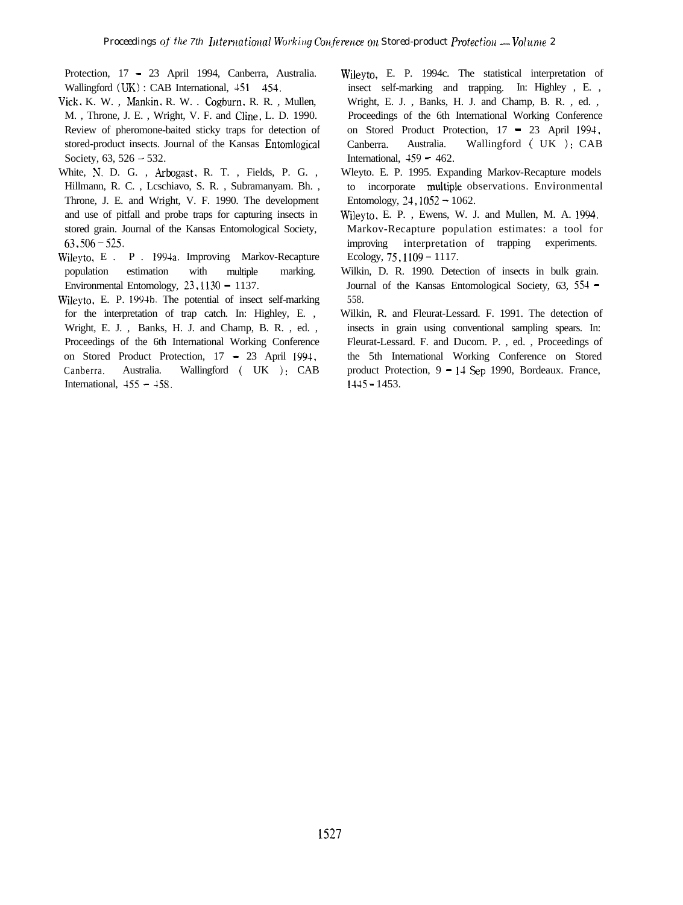Protection, 17 - 23 April 1994, Canberra, Australia. Wallingford (UK) : CAB International, 451 454.

Vick, K. W. , Mankin, R. W. , Cogburn, R. R. , Mullen, M. , Throne, J. E. , Wright, V. F. and Cline, L. D. 1990. Review of pheromone-baited sticky traps for detection of stored-product insects. Journal of the Kansas Entomlogical Society, 63, 526 - 532.

White, N. D. G. , Arbogast, R. T. , Fields, P. G. , Hillmann, R. C. , Lcschiavo, S. R. , Subramanyam. Bh. , Throne, J. E. and Wright, V. F. 1990. The development and use of pitfall and probe traps for capturing insects in stored grain. Journal of the Kansas Entomological Society, 63, 506 - 525.

Wileyto, E . P . 1994a. Improving Markov-Recapture population estimation with multiple marking. Environmental Entomology, 23, 1130 - 1137.

Wileyto, E. P. 1994b. The potential of insect self-marking for the interpretation of trap catch. In: Highley, E. , Wright, E. J. , Banks, H. J. and Champ, B. R. , ed. , Proceedings of the 6th International Working Conference on Stored Product Protection, 17 - 23 April 1994, Canberra. Australia. Wallingford ( UK ): CAB International, 455 - 458.

Wileyto, E. P. 1994c. The statistical interpretation of insect self-marking and trapping. In: Highley , E. , Wright, E. J. , Banks, H. J. and Champ, B. R. , ed. , Proceedings of the 6th International Working Conference on Stored Product Protection, 17 - 23 April 1994, Canberra. Australia. Wallingford ( UK ): CAB International, 459 - 462.

Wleyto. E. P. 1995. Expanding Markov-Recapture models to incorporate multiple observations. Environmental Entomology, 24, 1052 - 1062.

Wileyto, E. P. , Ewens, W. J. and Mullen, M. A. 1994. Markov-Recapture population estimates: a tool for improving interpretation of trapping experiments. Ecology, 75, 1109 - 1117.

Wilkin, D. R. 1990. Detection of insects in bulk grain. Journal of the Kansas Entomological Society, 63, 554 - 558.

Wilkin, R. and Fleurat-Lessard. F. 1991. The detection of insects in grain using conventional sampling spears. In: Fleurat-Lessard. F. and Ducom. P. , ed. , Proceedings of the 5th International Working Conference on Stored product Protection, 9 - 14 Sep 1990, Bordeaux. France, 1445 - 1453.